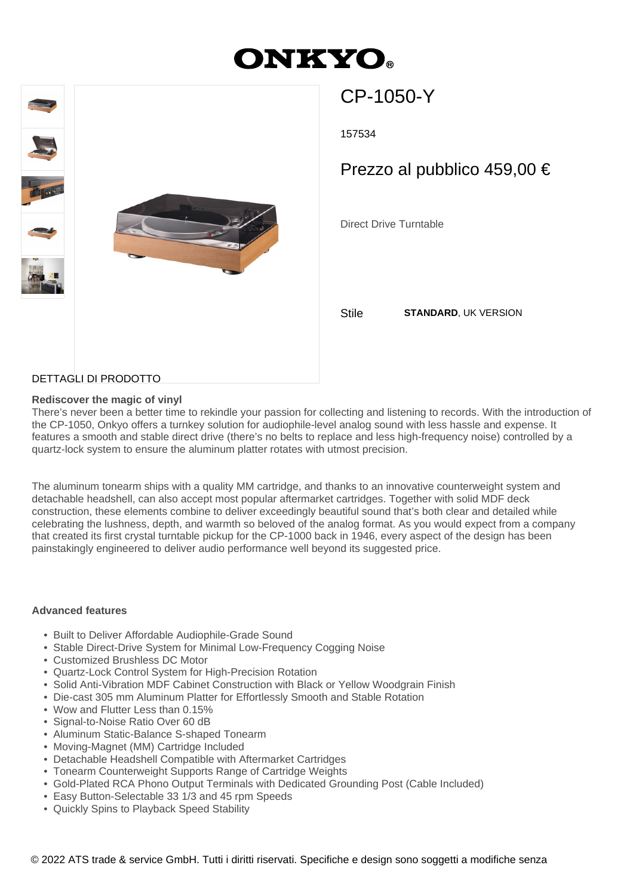# ONKYO

## CP-1050-Y

157534

Prezzo al pubblico 459,00 €

Direct Drive Turntable

Stile **STANDARD**, UK VERSION

DETTAGLI DI PRODOTTO

**Rediscover the magic of vinyl**

There's never been a better time to rekindle your passion for collecting and listening to records. With the introduction of the CP-1050, Onkyo offers a turnkey solution for audiophile-level analog sound with less hassle and expense. It features a smooth and stable direct drive (there's no belts to replace and less high-frequency noise) controlled by a quartz-lock system to ensure the aluminum platter rotates with utmost precision.

The aluminum tonearm ships with a quality MM cartridge, and thanks to an innovative counterweight system and detachable headshell, can also accept most popular aftermarket cartridges. Together with solid MDF deck construction, these elements combine to deliver exceedingly beautiful sound that's both clear and detailed while celebrating the lushness, depth, and warmth so beloved of the analog format. As you would expect from a company that created its first crystal turntable pickup for the CP-1000 back in 1946, every aspect of the design has been painstakingly engineered to deliver audio performance well beyond its suggested price.

**Advanced features**

- Built to Deliver Affordable Audiophile-Grade Sound
- Stable Direct-Drive System for Minimal Low-Frequency Cogging Noise
- Customized Brushless DC Motor
- Quartz-Lock Control System for High-Precision Rotation
- Solid Anti-Vibration MDF Cabinet Construction with Black or Yellow Woodgrain Finish
- Die-cast 305 mm Aluminum Platter for Effortlessly Smooth and Stable Rotation
- Wow and Flutter Less than 0.15%
- Signal-to-Noise Ratio Over 60 dB
- Aluminum Static-Balance S-shaped Tonearm
- Moving-Magnet (MM) Cartridge Included
- Detachable Headshell Compatible with Aftermarket Cartridges
- Tonearm Counterweight Supports Range of Cartridge Weights
- Gold-Plated RCA Phono Output Terminals with Dedicated Grounding Post (Cable Included)
- Easy Button-Selectable 33 1/3 and 45 rpm Speeds
- Quickly Spins to Playback Speed Stability

© 2022 ATS trade & service GmbH. Tutti i diritti riservati. Specifiche e design sono soggetti a modifiche senza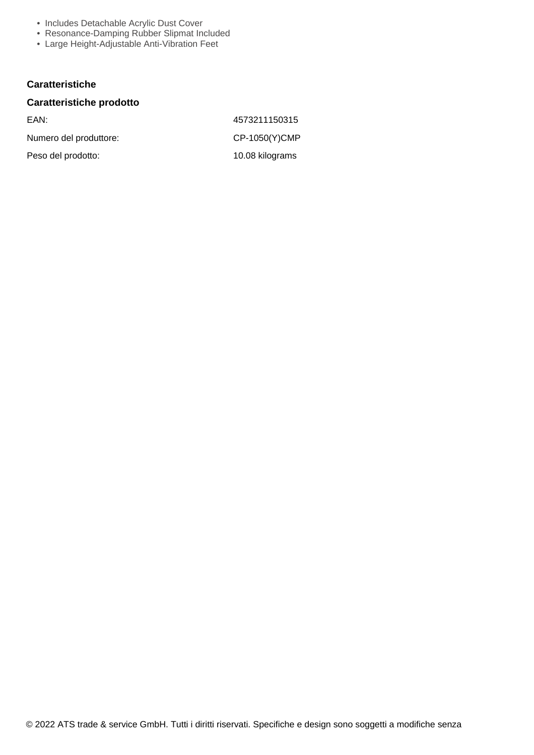- Includes Detachable Acrylic Dust Cover
- Resonance-Damping Rubber Slipmat Included
- Large Height-Adjustable Anti-Vibration Feet

## Caratteristiche

### Caratteristiche prodotto

| | |
|---|---|
| EAN: | 4573211150315 |
| Numero del produttore: | CP-1050(Y)CMP |
| Peso del prodotto: | 10.08 kilograms |